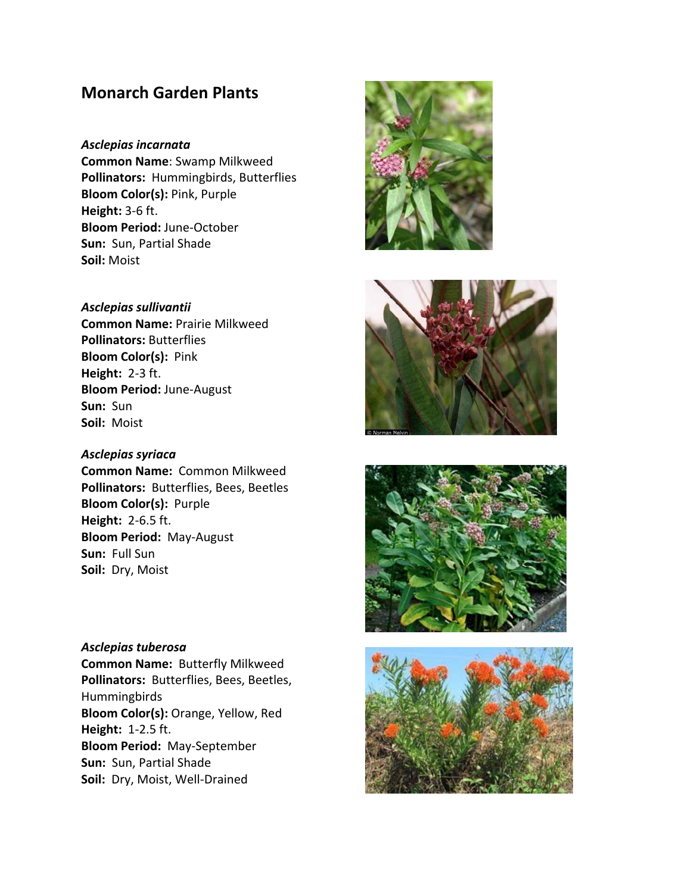# Monarch Garden Plants

### *Asclepias incarnata*

**Common Name**: Swamp Milkweed
**Pollinators:** Hummingbirds, Butterflies
**Bloom Color(s):** Pink, Purple
**Height:** 3-6 ft.
**Bloom Period:** June-October
**Sun:** Sun, Partial Shade
**Soil:** Moist

### *Asclepias sullivantii*

**Common Name:** Prairie Milkweed
**Pollinators:** Butterflies
**Bloom Color(s):** Pink
**Height:** 2-3 ft.
**Bloom Period:** June-August
**Sun:** Sun
**Soil:** Moist

### *Asclepias syriaca*

**Common Name:** Common Milkweed
**Pollinators:** Butterflies, Bees, Beetles
**Bloom Color(s):** Purple
**Height:** 2-6.5 ft.
**Bloom Period:** May-August
**Sun:** Full Sun
**Soil:** Dry, Moist

### *Asclepias tuberosa*

**Common Name:** Butterfly Milkweed
**Pollinators:** Butterflies, Bees, Beetles, Hummingbirds
**Bloom Color(s):** Orange, Yellow, Red
**Height:** 1-2.5 ft.
**Bloom Period:** May-September
**Sun:** Sun, Partial Shade
**Soil:** Dry, Moist, Well-Drained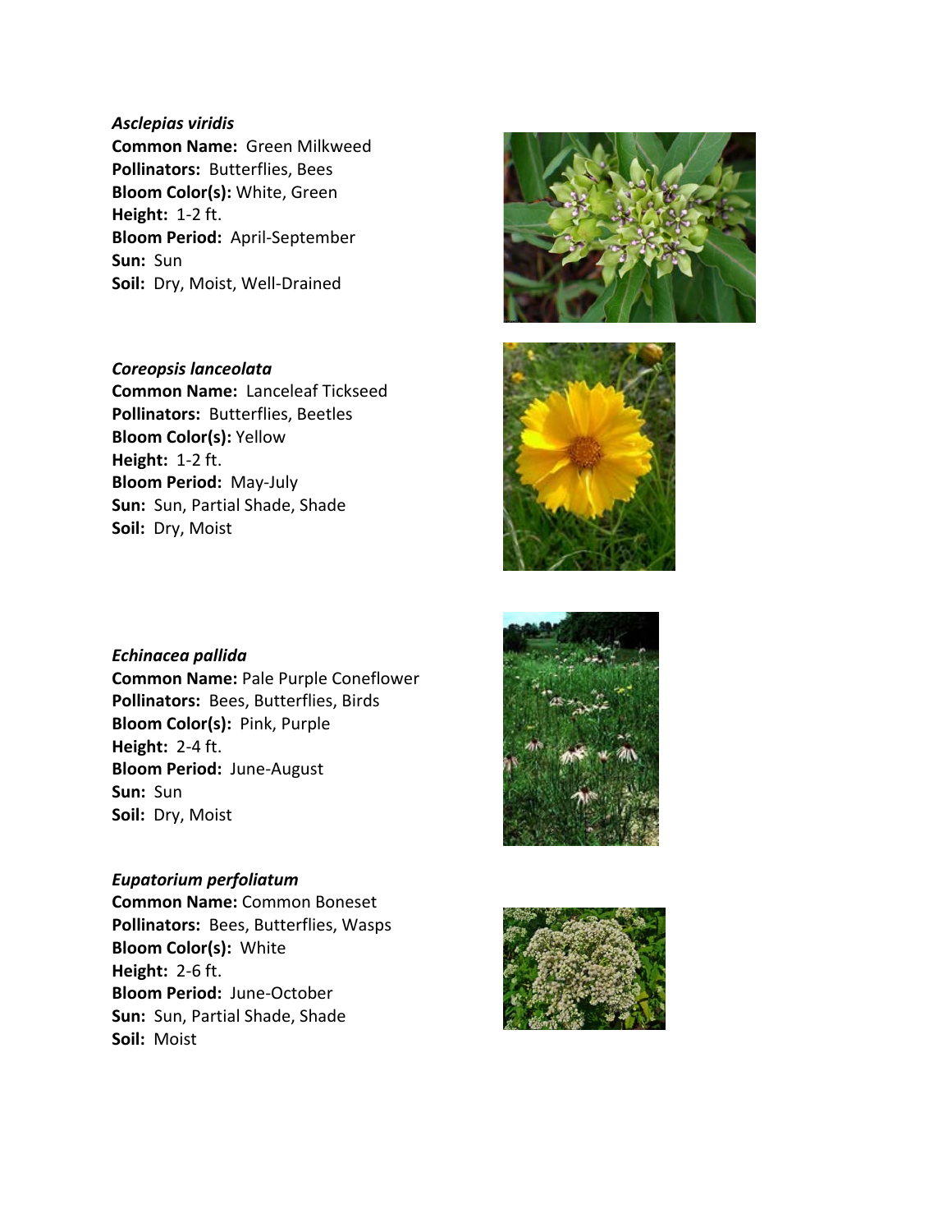***Asclepias viridis***
**Common Name:** Green Milkweed
**Pollinators:** Butterflies, Bees
**Bloom Color(s):** White, Green
**Height:** 1-2 ft.
**Bloom Period:** April-September
**Sun:** Sun
**Soil:** Dry, Moist, Well-Drained

***Coreopsis lanceolata***
**Common Name:** Lanceleaf Tickseed
**Pollinators:** Butterflies, Beetles
**Bloom Color(s):** Yellow
**Height:** 1-2 ft.
**Bloom Period:** May-July
**Sun:** Sun, Partial Shade, Shade
**Soil:** Dry, Moist

***Echinacea pallida***
**Common Name:** Pale Purple Coneflower
**Pollinators:** Bees, Butterflies, Birds
**Bloom Color(s):** Pink, Purple
**Height:** 2-4 ft.
**Bloom Period:** June-August
**Sun:** Sun
**Soil:** Dry, Moist

***Eupatorium perfoliatum***
**Common Name:** Common Boneset
**Pollinators:** Bees, Butterflies, Wasps
**Bloom Color(s):** White
**Height:** 2-6 ft.
**Bloom Period:** June-October
**Sun:** Sun, Partial Shade, Shade
**Soil:** Moist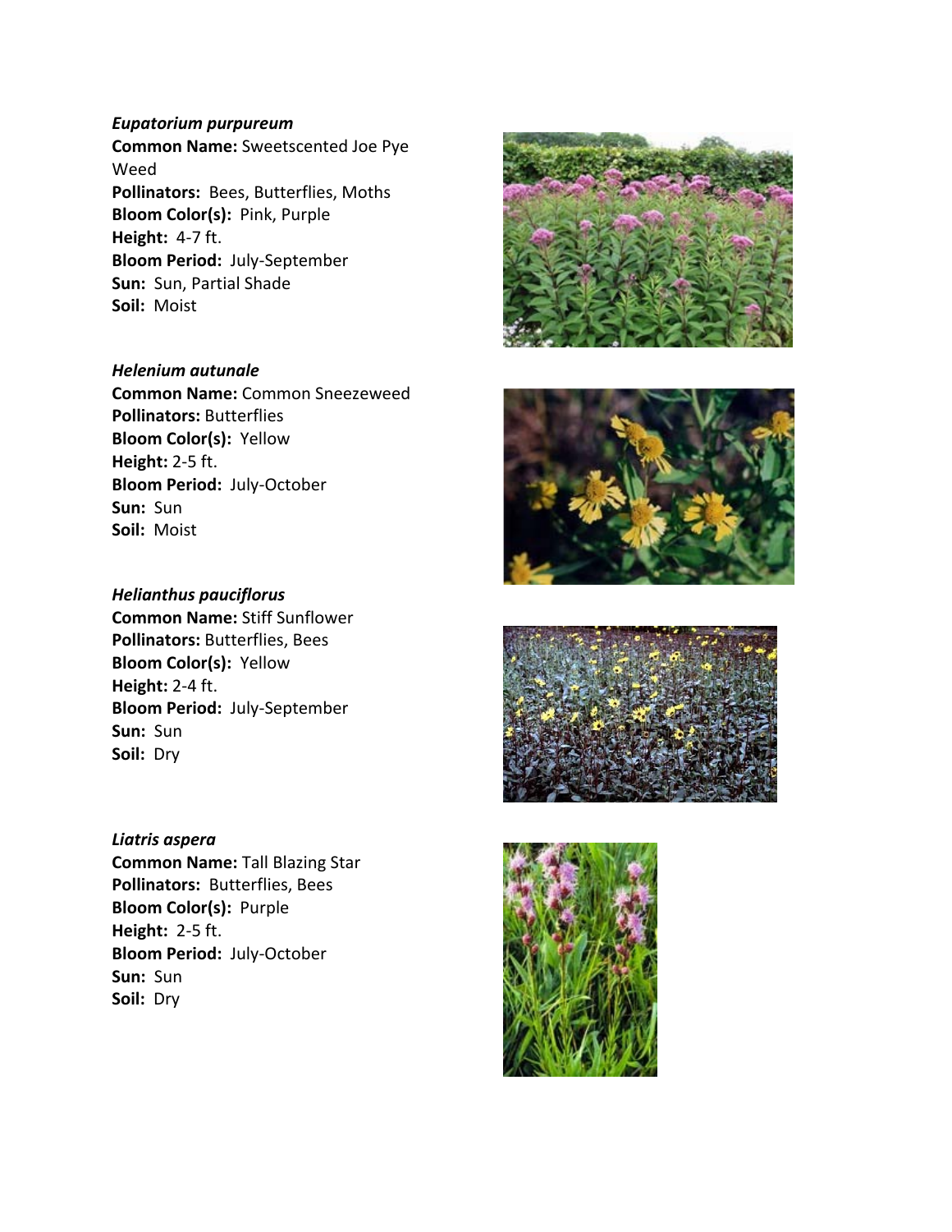***Eupatorium purpureum***
**Common Name:** Sweetscented Joe Pye Weed
**Pollinators:** Bees, Butterflies, Moths
**Bloom Color(s):** Pink, Purple
**Height:** 4-7 ft.
**Bloom Period:** July-September
**Sun:** Sun, Partial Shade
**Soil:** Moist

***Helenium autunale***
**Common Name:** Common Sneezeweed
**Pollinators:** Butterflies
**Bloom Color(s):** Yellow
**Height:** 2-5 ft.
**Bloom Period:** July-October
**Sun:** Sun
**Soil:** Moist

***Helianthus pauciflorus***
**Common Name:** Stiff Sunflower
**Pollinators:** Butterflies, Bees
**Bloom Color(s):** Yellow
**Height:** 2-4 ft.
**Bloom Period:** July-September
**Sun:** Sun
**Soil:** Dry

***Liatris aspera***
**Common Name:** Tall Blazing Star
**Pollinators:** Butterflies, Bees
**Bloom Color(s):** Purple
**Height:** 2-5 ft.
**Bloom Period:** July-October
**Sun:** Sun
**Soil:** Dry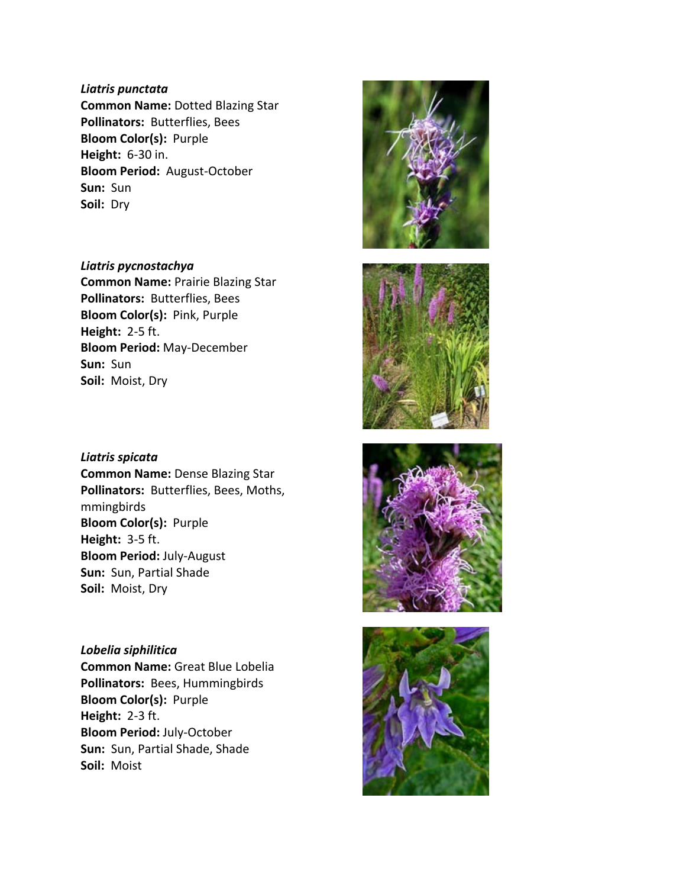***Liatris punctata***
**Common Name:** Dotted Blazing Star
**Pollinators:** Butterflies, Bees
**Bloom Color(s):** Purple
**Height:** 6-30 in.
**Bloom Period:** August-October
**Sun:** Sun
**Soil:** Dry

***Liatris pycnostachya***
**Common Name:** Prairie Blazing Star
**Pollinators:** Butterflies, Bees
**Bloom Color(s):** Pink, Purple
**Height:** 2-5 ft.
**Bloom Period:** May-December
**Sun:** Sun
**Soil:** Moist, Dry

***Liatris spicata***
**Common Name:** Dense Blazing Star
**Pollinators:** Butterflies, Bees, Moths, mmingbirds
**Bloom Color(s):** Purple
**Height:** 3-5 ft.
**Bloom Period:** July-August
**Sun:** Sun, Partial Shade
**Soil:** Moist, Dry

***Lobelia siphilitica***
**Common Name:** Great Blue Lobelia
**Pollinators:** Bees, Hummingbirds
**Bloom Color(s):** Purple
**Height:** 2-3 ft.
**Bloom Period:** July-October
**Sun:** Sun, Partial Shade, Shade
**Soil:** Moist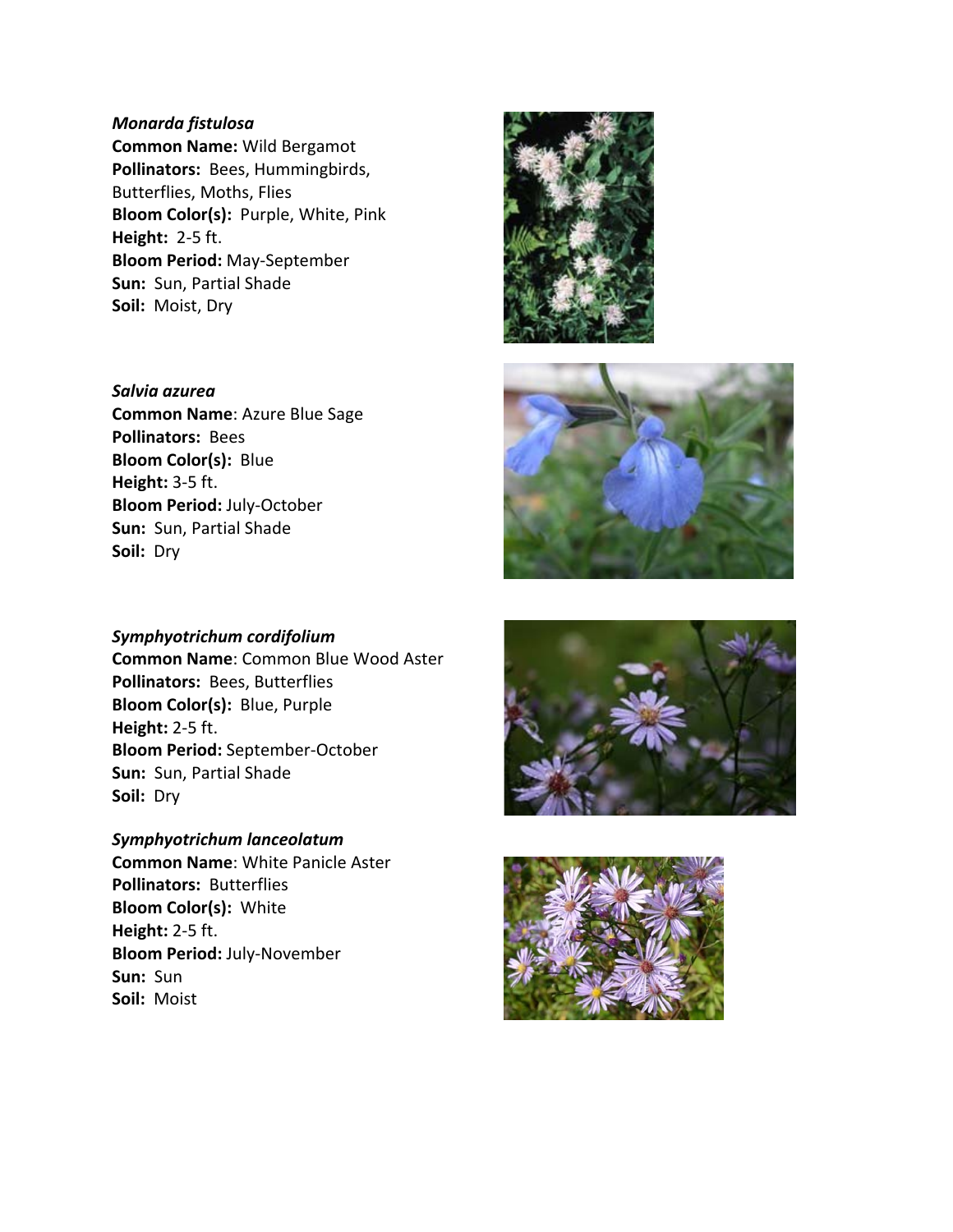***Monarda fistulosa***
**Common Name:** Wild Bergamot
**Pollinators:** Bees, Hummingbirds, Butterflies, Moths, Flies
**Bloom Color(s):** Purple, White, Pink
**Height:** 2-5 ft.
**Bloom Period:** May-September
**Sun:** Sun, Partial Shade
**Soil:** Moist, Dry

***Salvia azurea***
**Common Name**: Azure Blue Sage
**Pollinators:** Bees
**Bloom Color(s):** Blue
**Height:** 3-5 ft.
**Bloom Period:** July-October
**Sun:** Sun, Partial Shade
**Soil:** Dry

***Symphyotrichum cordifolium***
**Common Name**: Common Blue Wood Aster
**Pollinators:** Bees, Butterflies
**Bloom Color(s):** Blue, Purple
**Height:** 2-5 ft.
**Bloom Period:** September-October
**Sun:** Sun, Partial Shade
**Soil:** Dry

***Symphyotrichum lanceolatum***
**Common Name**: White Panicle Aster
**Pollinators:** Butterflies
**Bloom Color(s):** White
**Height:** 2-5 ft.
**Bloom Period:** July-November
**Sun:** Sun
**Soil:** Moist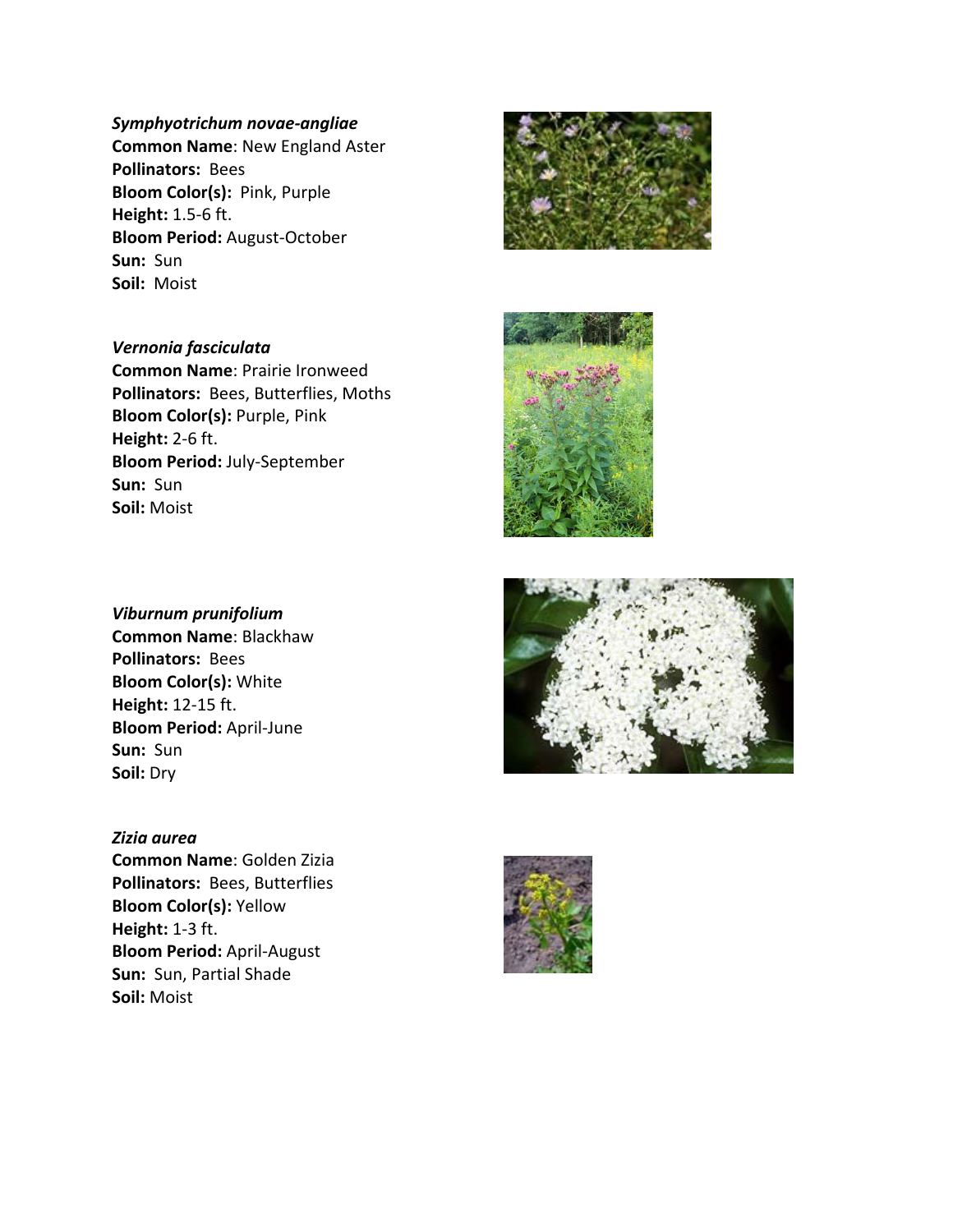***Symphyotrichum novae-angliae***
**Common Name**: New England Aster
**Pollinators:** Bees
**Bloom Color(s):** Pink, Purple
**Height:** 1.5-6 ft.
**Bloom Period:** August-October
**Sun:** Sun
**Soil:** Moist

***Vernonia fasciculata***
**Common Name**: Prairie Ironweed
**Pollinators:** Bees, Butterflies, Moths
**Bloom Color(s):** Purple, Pink
**Height:** 2-6 ft.
**Bloom Period:** July-September
**Sun:** Sun
**Soil:** Moist

***Viburnum prunifolium***
**Common Name**: Blackhaw
**Pollinators:** Bees
**Bloom Color(s):** White
**Height:** 12-15 ft.
**Bloom Period:** April-June
**Sun:** Sun
**Soil:** Dry

***Zizia aurea***
**Common Name**: Golden Zizia
**Pollinators:** Bees, Butterflies
**Bloom Color(s):** Yellow
**Height:** 1-3 ft.
**Bloom Period:** April-August
**Sun:** Sun, Partial Shade
**Soil:** Moist